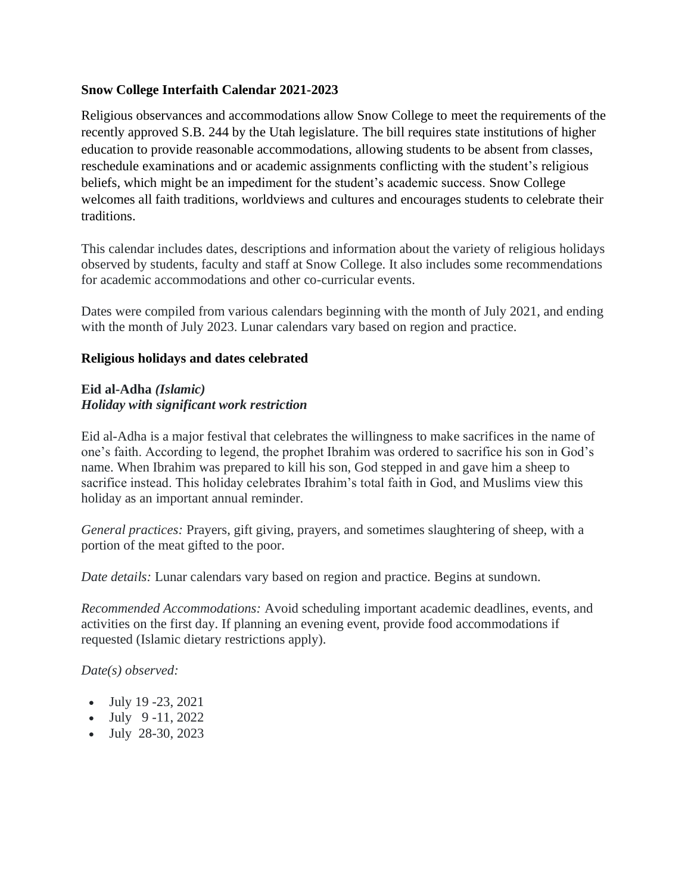# Snow College Interfaith Calendar 2021-2023

Religious observances and accommodations allow Snow College to meet the requirements of the recently approved S.B. 244 by the Utah legislature. The bill requires state institutions of higher education to provide reasonable accommodations, allowing students to be absent from classes, reschedule examinations and or academic assignments conflicting with the student's religious beliefs, which might be an impediment for the student's academic success. Snow College welcomes all faith traditions, worldviews and cultures and encourages students to celebrate their traditions.

This calendar includes dates, descriptions and information about the variety of religious holidays observed by students, faculty and staff at Snow College. It also includes some recommendations for academic accommodations and other co-curricular events.

Dates were compiled from various calendars beginning with the month of July 2021, and ending with the month of July 2023. Lunar calendars vary based on region and practice.

## Religious holidays and dates celebrated

### Eid al-Adha *(Islamic)*
***Holiday with significant work restriction***

Eid al-Adha is a major festival that celebrates the willingness to make sacrifices in the name of one's faith. According to legend, the prophet Ibrahim was ordered to sacrifice his son in God's name. When Ibrahim was prepared to kill his son, God stepped in and gave him a sheep to sacrifice instead. This holiday celebrates Ibrahim's total faith in God, and Muslims view this holiday as an important annual reminder.

*General practices:* Prayers, gift giving, prayers, and sometimes slaughtering of sheep, with a portion of the meat gifted to the poor.

*Date details:* Lunar calendars vary based on region and practice. Begins at sundown.

*Recommended Accommodations:* Avoid scheduling important academic deadlines, events, and activities on the first day. If planning an evening event, provide food accommodations if requested (Islamic dietary restrictions apply).

*Date(s) observed:*

- July 19 -23, 2021
- July 9 -11, 2022
- July 28-30, 2023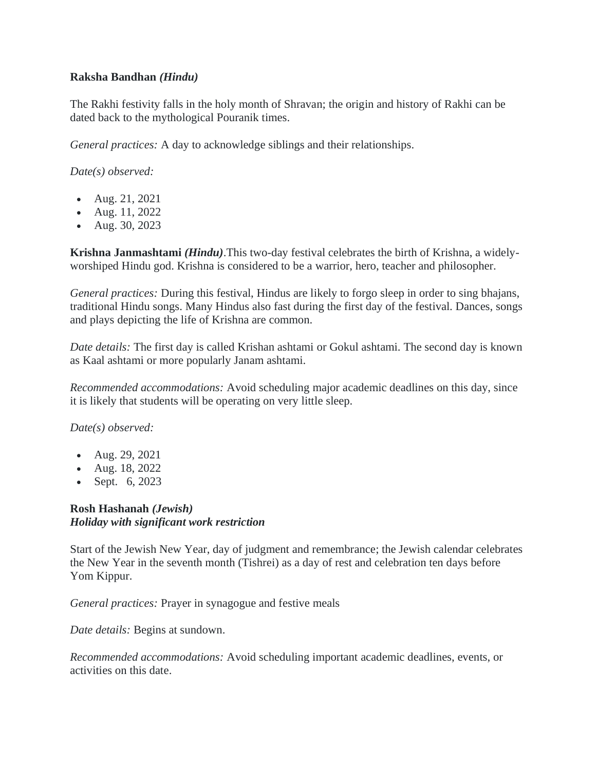**Raksha Bandhan** ***(Hindu)***

The Rakhi festivity falls in the holy month of Shravan; the origin and history of Rakhi can be dated back to the mythological Pouranik times.

*General practices:* A day to acknowledge siblings and their relationships.

*Date(s) observed:*

- Aug. 21, 2021
- Aug. 11, 2022
- Aug. 30, 2023

**Krishna Janmashtami** ***(Hindu)***.This two-day festival celebrates the birth of Krishna, a widely-worshiped Hindu god. Krishna is considered to be a warrior, hero, teacher and philosopher.

*General practices:* During this festival, Hindus are likely to forgo sleep in order to sing bhajans, traditional Hindu songs. Many Hindus also fast during the first day of the festival. Dances, songs and plays depicting the life of Krishna are common.

*Date details:* The first day is called Krishan ashtami or Gokul ashtami. The second day is known as Kaal ashtami or more popularly Janam ashtami.

*Recommended accommodations:* Avoid scheduling major academic deadlines on this day, since it is likely that students will be operating on very little sleep.

*Date(s) observed:*

- Aug. 29, 2021
- Aug. 18, 2022
- Sept. 6, 2023

**Rosh Hashanah** ***(Jewish)***
***Holiday with significant work restriction***

Start of the Jewish New Year, day of judgment and remembrance; the Jewish calendar celebrates the New Year in the seventh month (Tishrei) as a day of rest and celebration ten days before Yom Kippur.

*General practices:* Prayer in synagogue and festive meals

*Date details:* Begins at sundown.

*Recommended accommodations:* Avoid scheduling important academic deadlines, events, or activities on this date.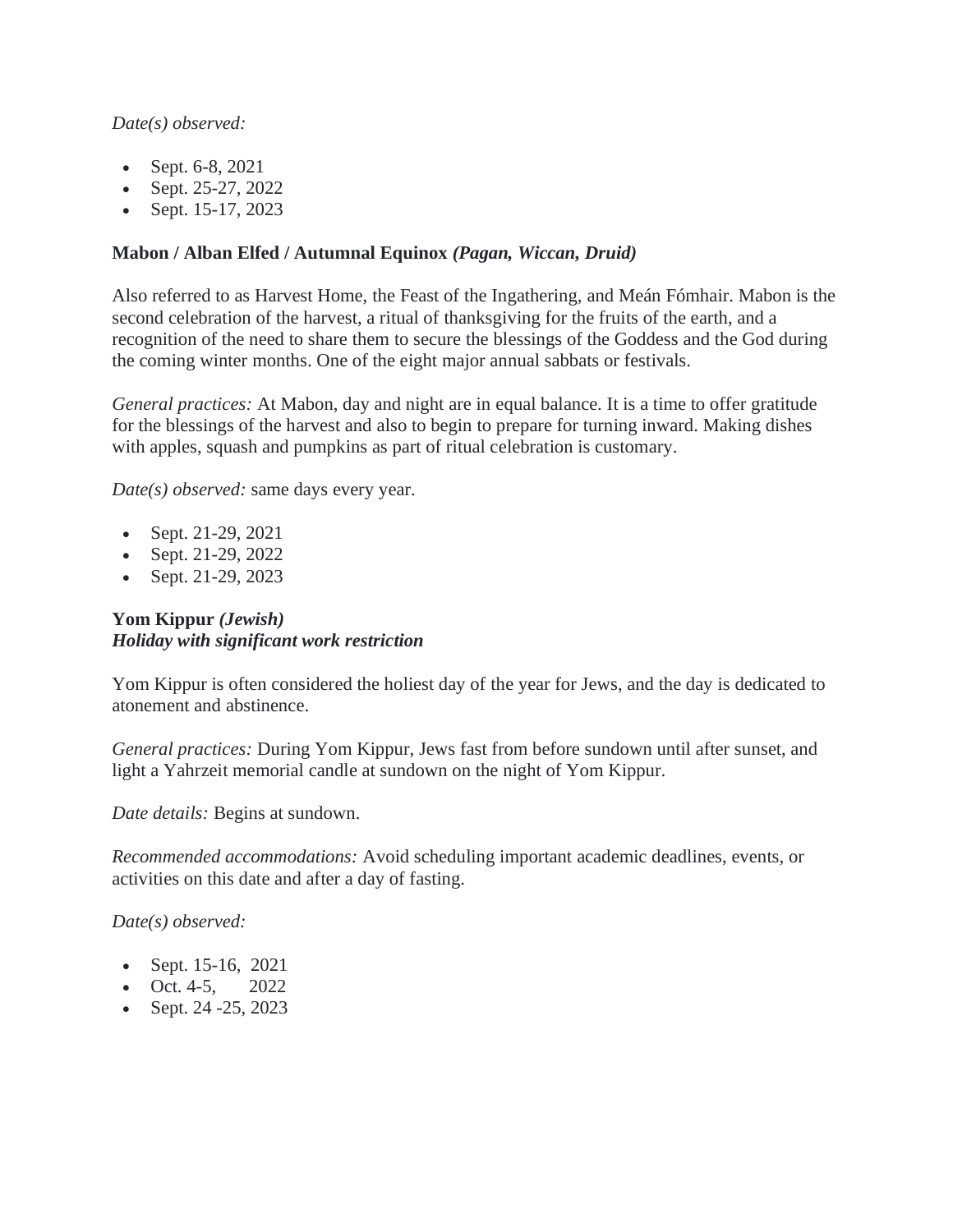*Date(s) observed:*

- Sept. 6-8, 2021
- Sept. 25-27, 2022
- Sept. 15-17, 2023

**Mabon / Alban Elfed / Autumnal Equinox** ***(Pagan, Wiccan, Druid)***

Also referred to as Harvest Home, the Feast of the Ingathering, and Meán Fómhair. Mabon is the second celebration of the harvest, a ritual of thanksgiving for the fruits of the earth, and a recognition of the need to share them to secure the blessings of the Goddess and the God during the coming winter months. One of the eight major annual sabbats or festivals.

*General practices:* At Mabon, day and night are in equal balance. It is a time to offer gratitude for the blessings of the harvest and also to begin to prepare for turning inward. Making dishes with apples, squash and pumpkins as part of ritual celebration is customary.

*Date(s) observed:* same days every year.

- Sept. 21-29, 2021
- Sept. 21-29, 2022
- Sept. 21-29, 2023

**Yom Kippur** ***(Jewish)***
***Holiday with significant work restriction***

Yom Kippur is often considered the holiest day of the year for Jews, and the day is dedicated to atonement and abstinence.

*General practices:* During Yom Kippur, Jews fast from before sundown until after sunset, and light a Yahrzeit memorial candle at sundown on the night of Yom Kippur.

*Date details:* Begins at sundown.

*Recommended accommodations:* Avoid scheduling important academic deadlines, events, or activities on this date and after a day of fasting.

*Date(s) observed:*

- Sept. 15-16, 2021
- Oct. 4-5, 2022
- Sept. 24 -25, 2023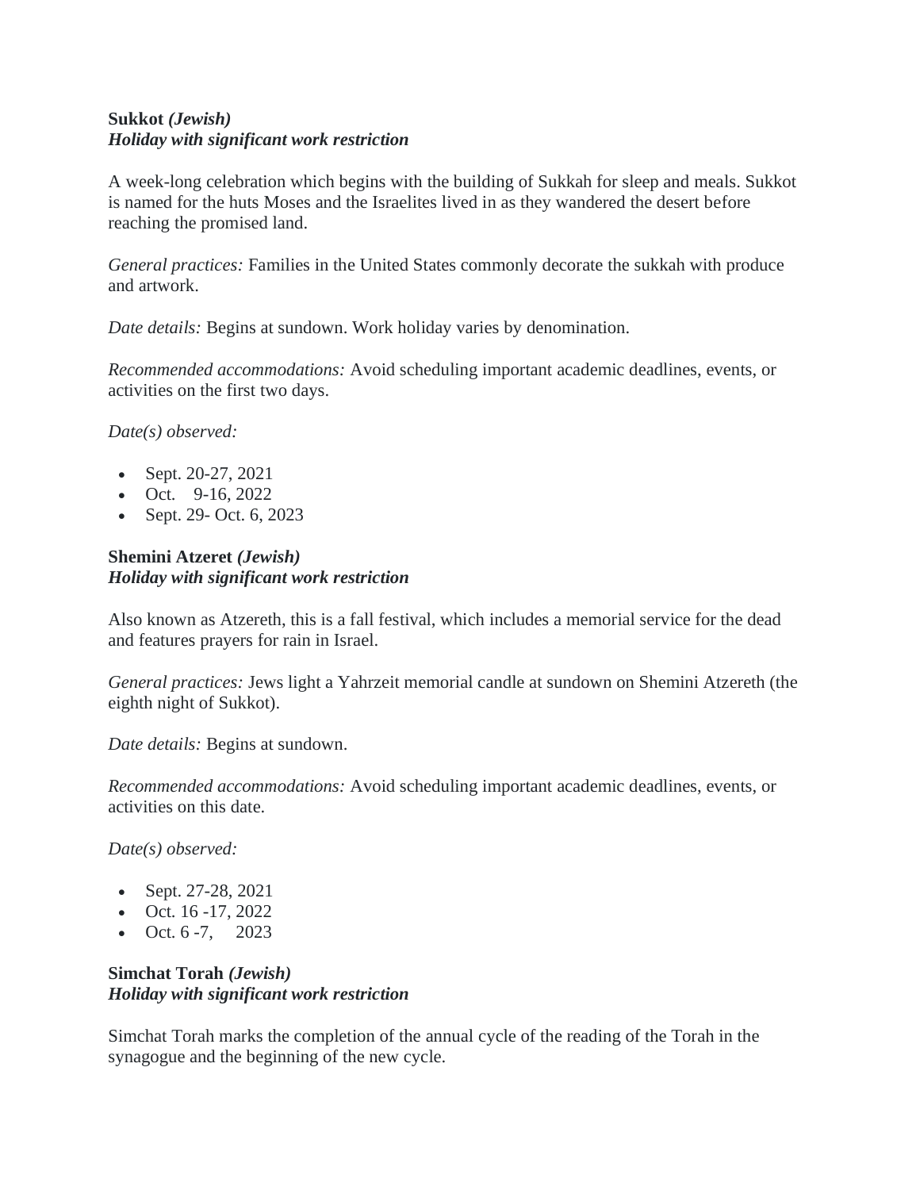**Sukkot** ***(Jewish)***
***Holiday with significant work restriction***

A week-long celebration which begins with the building of Sukkah for sleep and meals. Sukkot is named for the huts Moses and the Israelites lived in as they wandered the desert before reaching the promised land.

*General practices:* Families in the United States commonly decorate the sukkah with produce and artwork.

*Date details:* Begins at sundown. Work holiday varies by denomination.

*Recommended accommodations:* Avoid scheduling important academic deadlines, events, or activities on the first two days.

*Date(s) observed:*

- Sept. 20-27, 2021
- Oct. 9-16, 2022
- Sept. 29- Oct. 6, 2023

**Shemini Atzeret** ***(Jewish)***
***Holiday with significant work restriction***

Also known as Atzereth, this is a fall festival, which includes a memorial service for the dead and features prayers for rain in Israel.

*General practices:* Jews light a Yahrzeit memorial candle at sundown on Shemini Atzereth (the eighth night of Sukkot).

*Date details:* Begins at sundown.

*Recommended accommodations:* Avoid scheduling important academic deadlines, events, or activities on this date.

*Date(s) observed:*

- Sept. 27-28, 2021
- Oct. 16 -17, 2022
- Oct. 6 -7, 2023

**Simchat Torah** ***(Jewish)***
***Holiday with significant work restriction***

Simchat Torah marks the completion of the annual cycle of the reading of the Torah in the synagogue and the beginning of the new cycle.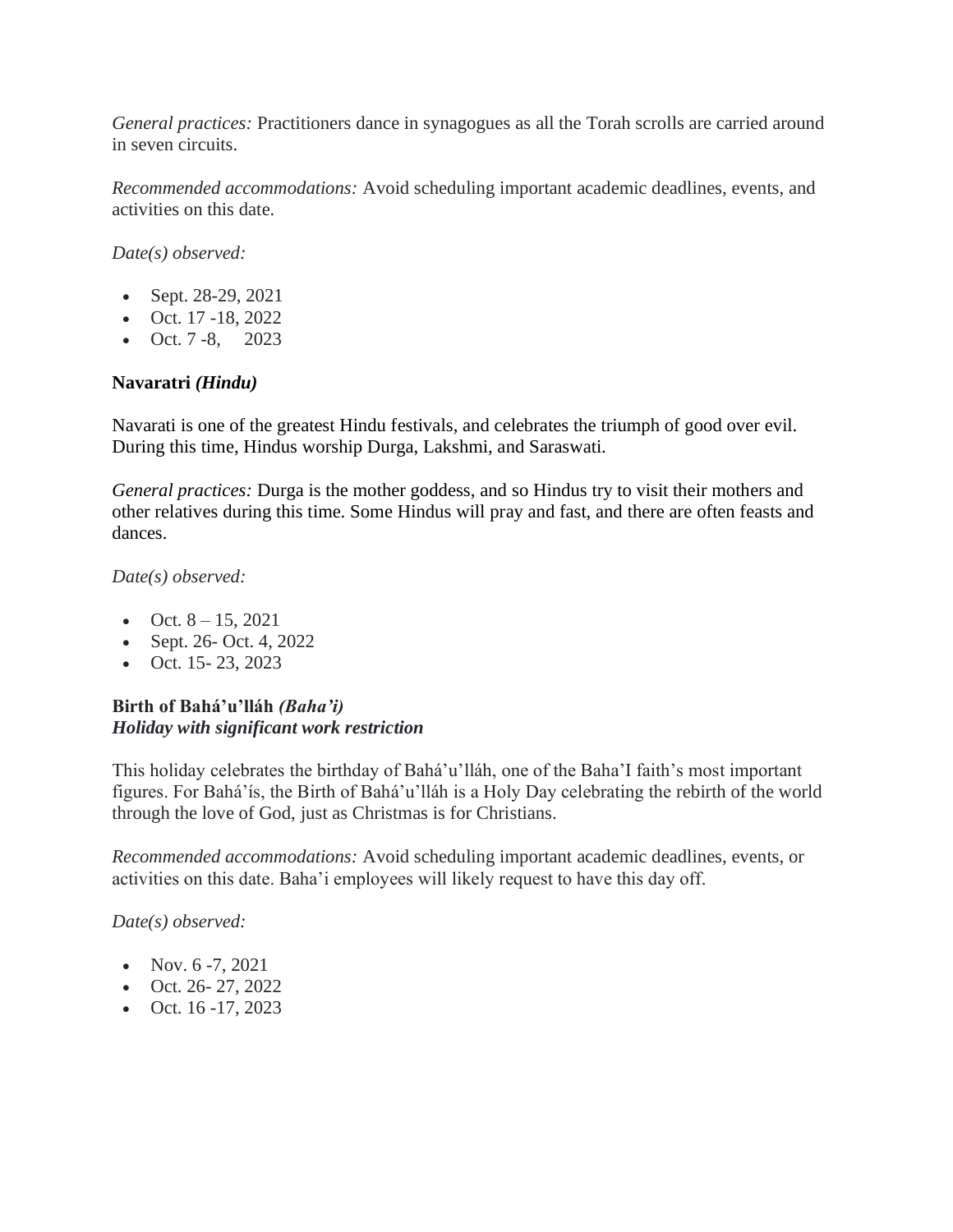*General practices:* Practitioners dance in synagogues as all the Torah scrolls are carried around in seven circuits.

*Recommended accommodations:* Avoid scheduling important academic deadlines, events, and activities on this date.

*Date(s) observed:*

- Sept. 28-29, 2021
- Oct. 17 -18, 2022
- Oct. 7 -8, 2023

### Navaratri *(Hindu)*

Navarati is one of the greatest Hindu festivals, and celebrates the triumph of good over evil. During this time, Hindus worship Durga, Lakshmi, and Saraswati.

*General practices:* Durga is the mother goddess, and so Hindus try to visit their mothers and other relatives during this time. Some Hindus will pray and fast, and there are often feasts and dances.

*Date(s) observed:*

- Oct. 8 – 15, 2021
- Sept. 26- Oct. 4, 2022
- Oct. 15- 23, 2023

### Birth of Bahá'u'lláh *(Baha'i)*
***Holiday with significant work restriction***

This holiday celebrates the birthday of Bahá'u'lláh, one of the Baha'I faith's most important figures. For Bahá'ís, the Birth of Bahá'u'lláh is a Holy Day celebrating the rebirth of the world through the love of God, just as Christmas is for Christians.

*Recommended accommodations:* Avoid scheduling important academic deadlines, events, or activities on this date. Baha'i employees will likely request to have this day off.

*Date(s) observed:*

- Nov. 6 -7, 2021
- Oct. 26- 27, 2022
- Oct. 16 -17, 2023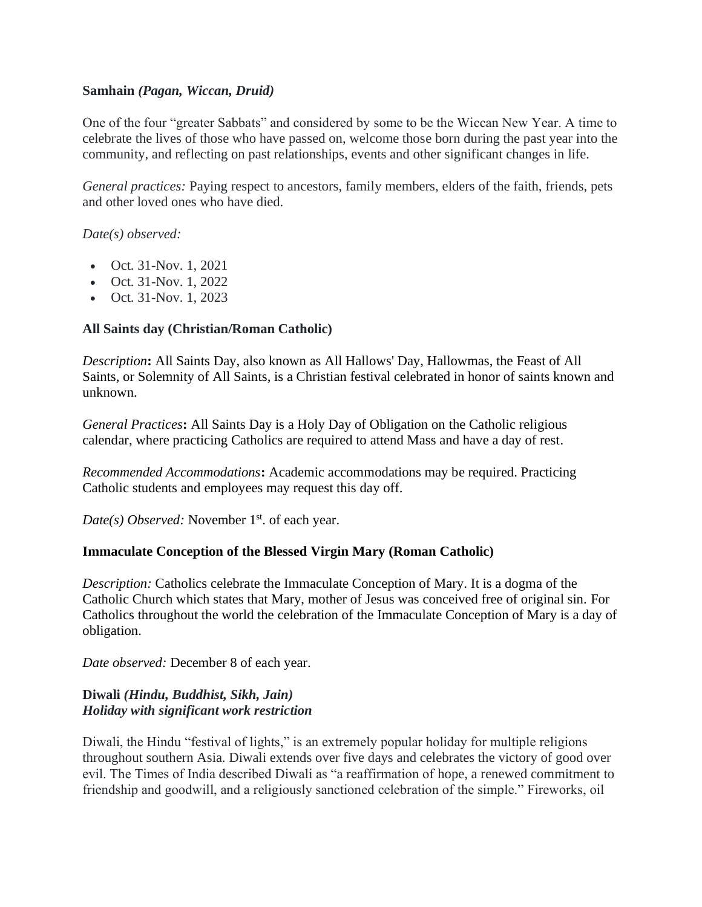**Samhain** ***(Pagan, Wiccan, Druid)***

One of the four "greater Sabbats" and considered by some to be the Wiccan New Year. A time to celebrate the lives of those who have passed on, welcome those born during the past year into the community, and reflecting on past relationships, events and other significant changes in life.

*General practices:* Paying respect to ancestors, family members, elders of the faith, friends, pets and other loved ones who have died.

*Date(s) observed:*

- Oct. 31-Nov. 1, 2021
- Oct. 31-Nov. 1, 2022
- Oct. 31-Nov. 1, 2023

**All Saints day (Christian/Roman Catholic)**

*Description***:** All Saints Day, also known as All Hallows' Day, Hallowmas, the Feast of All Saints, or Solemnity of All Saints, is a Christian festival celebrated in honor of saints known and unknown.

*General Practices***:** All Saints Day is a Holy Day of Obligation on the Catholic religious calendar, where practicing Catholics are required to attend Mass and have a day of rest.

*Recommended Accommodations***:** Academic accommodations may be required. Practicing Catholic students and employees may request this day off.

*Date(s) Observed:* November 1st. of each year.

**Immaculate Conception of the Blessed Virgin Mary (Roman Catholic)**

*Description:* Catholics celebrate the Immaculate Conception of Mary. It is a dogma of the Catholic Church which states that Mary, mother of Jesus was conceived free of original sin. For Catholics throughout the world the celebration of the Immaculate Conception of Mary is a day of obligation.

*Date observed:* December 8 of each year.

**Diwali** ***(Hindu, Buddhist, Sikh, Jain)***
***Holiday with significant work restriction***

Diwali, the Hindu "festival of lights," is an extremely popular holiday for multiple religions throughout southern Asia. Diwali extends over five days and celebrates the victory of good over evil. The Times of India described Diwali as "a reaffirmation of hope, a renewed commitment to friendship and goodwill, and a religiously sanctioned celebration of the simple." Fireworks, oil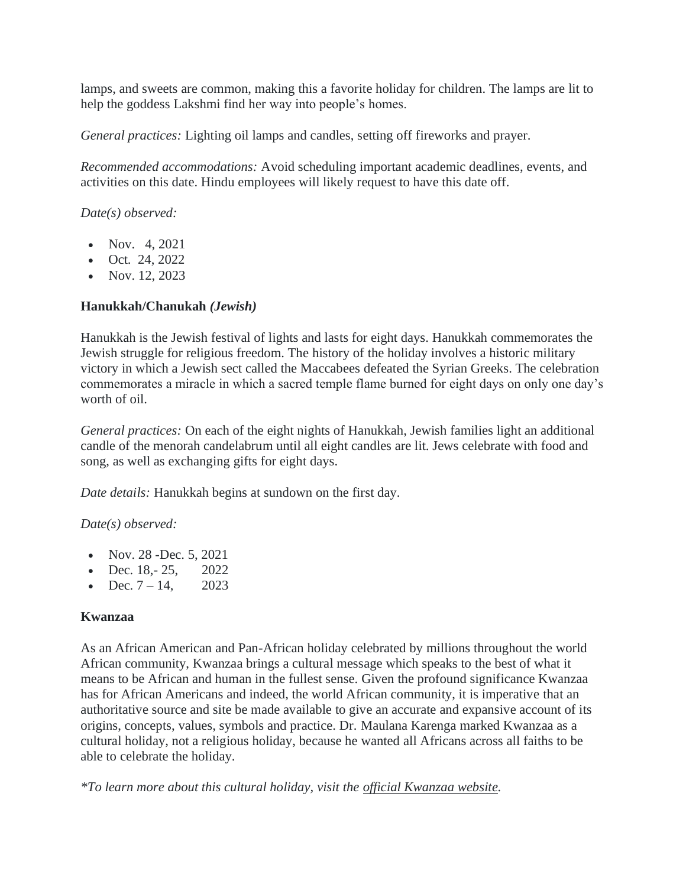lamps, and sweets are common, making this a favorite holiday for children. The lamps are lit to help the goddess Lakshmi find her way into people's homes.

*General practices:* Lighting oil lamps and candles, setting off fireworks and prayer.

*Recommended accommodations:* Avoid scheduling important academic deadlines, events, and activities on this date. Hindu employees will likely request to have this date off.

*Date(s) observed:*

- Nov. 4, 2021
- Oct. 24, 2022
- Nov. 12, 2023

**Hanukkah/Chanukah** ***(Jewish)***

Hanukkah is the Jewish festival of lights and lasts for eight days. Hanukkah commemorates the Jewish struggle for religious freedom. The history of the holiday involves a historic military victory in which a Jewish sect called the Maccabees defeated the Syrian Greeks. The celebration commemorates a miracle in which a sacred temple flame burned for eight days on only one day's worth of oil.

*General practices:* On each of the eight nights of Hanukkah, Jewish families light an additional candle of the menorah candelabrum until all eight candles are lit. Jews celebrate with food and song, as well as exchanging gifts for eight days.

*Date details:* Hanukkah begins at sundown on the first day.

*Date(s) observed:*

- Nov. 28 -Dec. 5, 2021
- Dec. 18,- 25, 2022
- Dec. 7 – 14, 2023

**Kwanzaa**

As an African American and Pan-African holiday celebrated by millions throughout the world African community, Kwanzaa brings a cultural message which speaks to the best of what it means to be African and human in the fullest sense. Given the profound significance Kwanzaa has for African Americans and indeed, the world African community, it is imperative that an authoritative source and site be made available to give an accurate and expansive account of its origins, concepts, values, symbols and practice. Dr. Maulana Karenga marked Kwanzaa as a cultural holiday, not a religious holiday, because he wanted all Africans across all faiths to be able to celebrate the holiday.

**To learn more about this cultural holiday, visit the official Kwanzaa website.*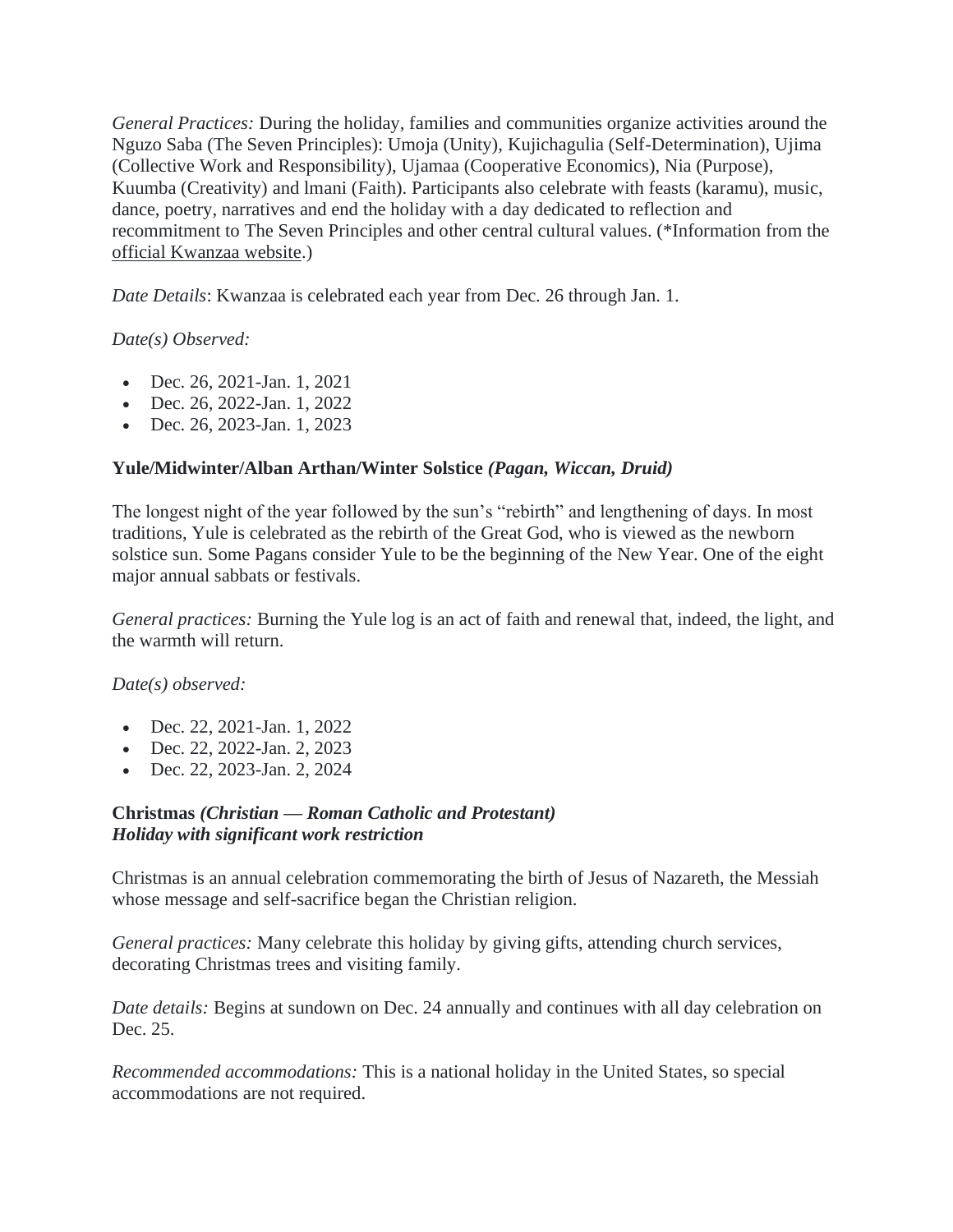*General Practices:* During the holiday, families and communities organize activities around the Nguzo Saba (The Seven Principles): Umoja (Unity), Kujichagulia (Self-Determination), Ujima (Collective Work and Responsibility), Ujamaa (Cooperative Economics), Nia (Purpose), Kuumba (Creativity) and lmani (Faith). Participants also celebrate with feasts (karamu), music, dance, poetry, narratives and end the holiday with a day dedicated to reflection and recommitment to The Seven Principles and other central cultural values. (*Information from the official Kwanzaa website.)

*Date Details*: Kwanzaa is celebrated each year from Dec. 26 through Jan. 1.

*Date(s) Observed:*

- Dec. 26, 2021-Jan. 1, 2021
- Dec. 26, 2022-Jan. 1, 2022
- Dec. 26, 2023-Jan. 1, 2023

### Yule/Midwinter/Alban Arthan/Winter Solstice *(Pagan, Wiccan, Druid)*

The longest night of the year followed by the sun's "rebirth" and lengthening of days. In most traditions, Yule is celebrated as the rebirth of the Great God, who is viewed as the newborn solstice sun. Some Pagans consider Yule to be the beginning of the New Year. One of the eight major annual sabbats or festivals.

*General practices:* Burning the Yule log is an act of faith and renewal that, indeed, the light, and the warmth will return.

*Date(s) observed:*

- Dec. 22, 2021-Jan. 1, 2022
- Dec. 22, 2022-Jan. 2, 2023
- Dec. 22, 2023-Jan. 2, 2024

### Christmas *(Christian — Roman Catholic and Protestant)*
***Holiday with significant work restriction***

Christmas is an annual celebration commemorating the birth of Jesus of Nazareth, the Messiah whose message and self-sacrifice began the Christian religion.

*General practices:* Many celebrate this holiday by giving gifts, attending church services, decorating Christmas trees and visiting family.

*Date details:* Begins at sundown on Dec. 24 annually and continues with all day celebration on Dec. 25.

*Recommended accommodations:* This is a national holiday in the United States, so special accommodations are not required.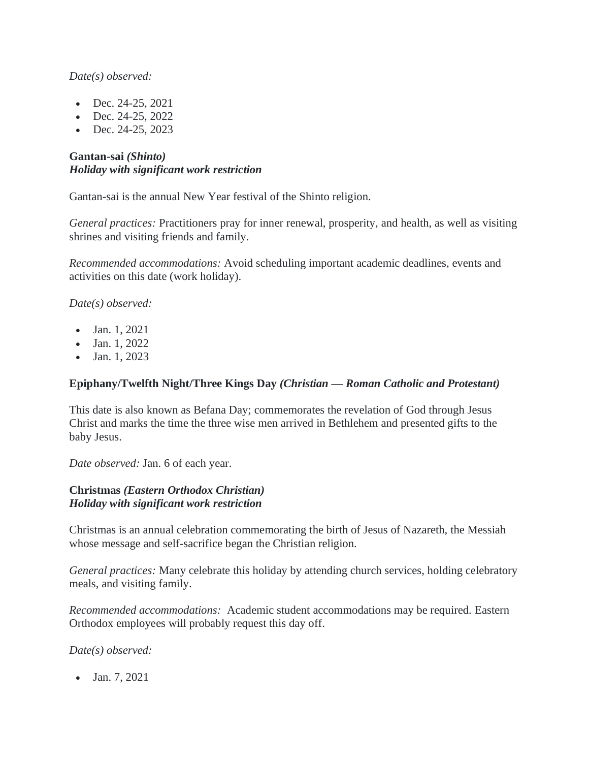*Date(s) observed:*

- Dec. 24-25, 2021
- Dec. 24-25, 2022
- Dec. 24-25, 2023

**Gantan-sai *(Shinto)***
***Holiday with significant work restriction***

Gantan-sai is the annual New Year festival of the Shinto religion.

*General practices:* Practitioners pray for inner renewal, prosperity, and health, as well as visiting shrines and visiting friends and family.

*Recommended accommodations:* Avoid scheduling important academic deadlines, events and activities on this date (work holiday).

*Date(s) observed:*

- Jan. 1, 2021
- Jan. 1, 2022
- Jan. 1, 2023

**Epiphany/Twelfth Night/Three Kings Day *(Christian — Roman Catholic and Protestant)***

This date is also known as Befana Day; commemorates the revelation of God through Jesus Christ and marks the time the three wise men arrived in Bethlehem and presented gifts to the baby Jesus.

*Date observed:* Jan. 6 of each year.

**Christmas *(Eastern Orthodox Christian)***
***Holiday with significant work restriction***

Christmas is an annual celebration commemorating the birth of Jesus of Nazareth, the Messiah whose message and self-sacrifice began the Christian religion.

*General practices:* Many celebrate this holiday by attending church services, holding celebratory meals, and visiting family.

*Recommended accommodations:* Academic student accommodations may be required. Eastern Orthodox employees will probably request this day off.

*Date(s) observed:*

- Jan. 7, 2021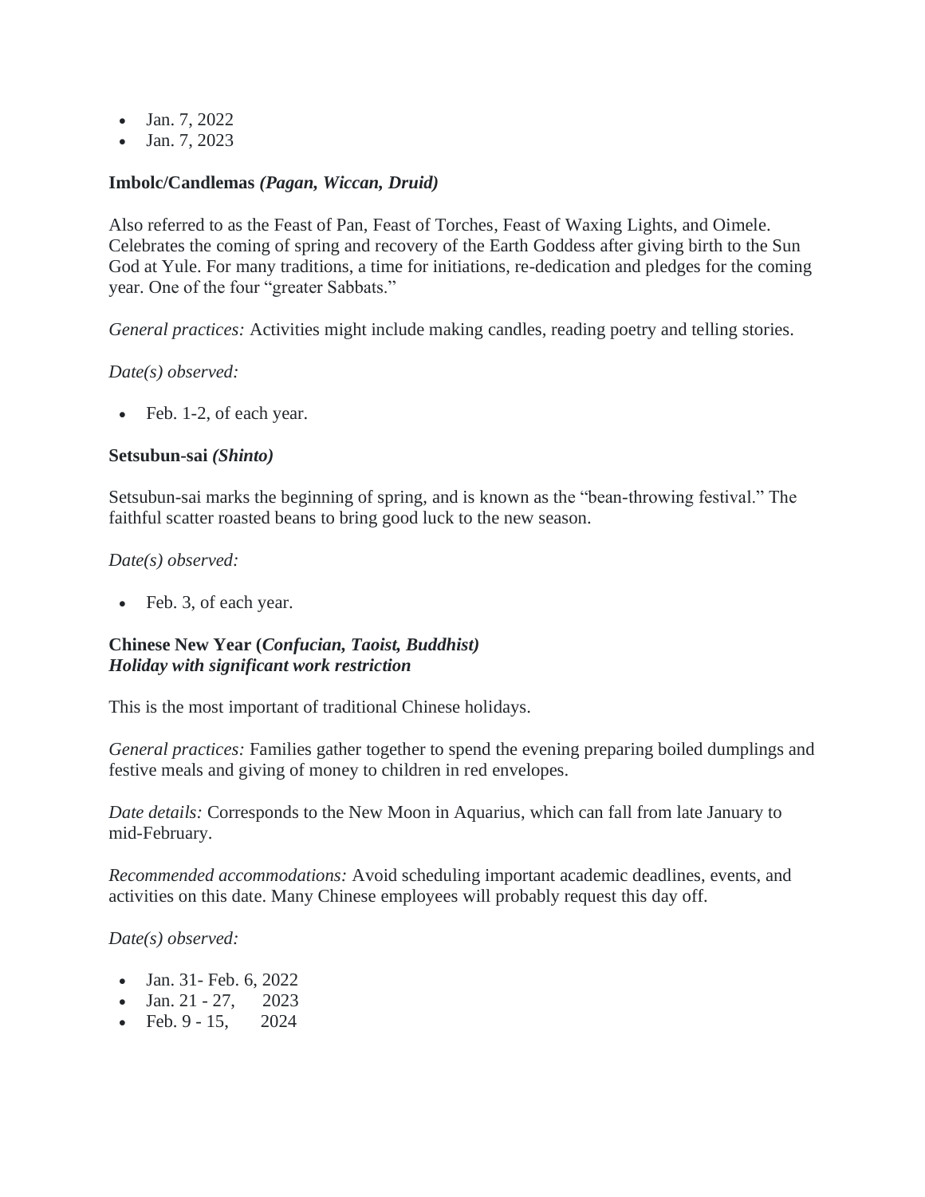- Jan. 7, 2022
- Jan. 7, 2023

**Imbolc/Candlemas *(Pagan, Wiccan, Druid)***

Also referred to as the Feast of Pan, Feast of Torches, Feast of Waxing Lights, and Oimele. Celebrates the coming of spring and recovery of the Earth Goddess after giving birth to the Sun God at Yule. For many traditions, a time for initiations, re-dedication and pledges for the coming year. One of the four "greater Sabbats."

*General practices:* Activities might include making candles, reading poetry and telling stories.

*Date(s) observed:*

- Feb. 1-2, of each year.

**Setsubun-sai *(Shinto)***

Setsubun-sai marks the beginning of spring, and is known as the "bean-throwing festival." The faithful scatter roasted beans to bring good luck to the new season.

*Date(s) observed:*

- Feb. 3, of each year.

**Chinese New Year (*Confucian, Taoist, Buddhist)***
***Holiday with significant work restriction***

This is the most important of traditional Chinese holidays.

*General practices:* Families gather together to spend the evening preparing boiled dumplings and festive meals and giving of money to children in red envelopes.

*Date details:* Corresponds to the New Moon in Aquarius, which can fall from late January to mid-February.

*Recommended accommodations:* Avoid scheduling important academic deadlines, events, and activities on this date. Many Chinese employees will probably request this day off.

*Date(s) observed:*

- Jan. 31- Feb. 6, 2022
- Jan. 21 - 27, 2023
- Feb. 9 - 15, 2024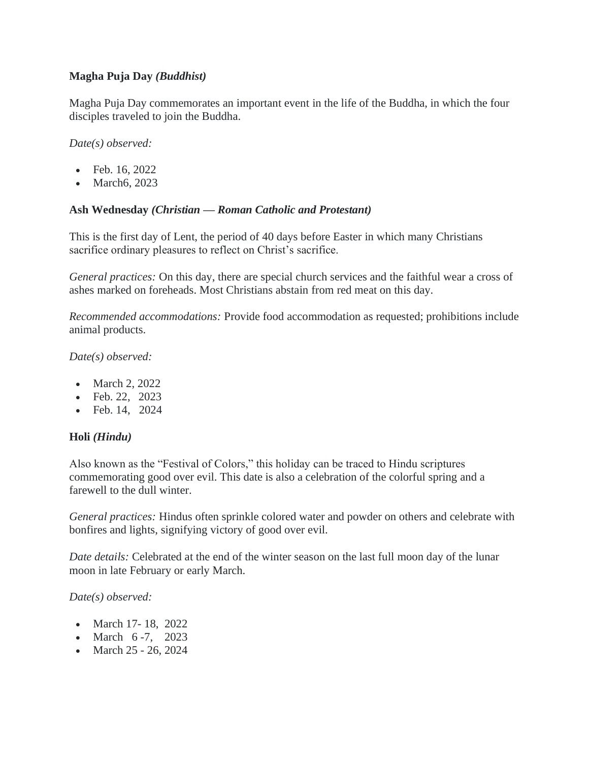**Magha Puja Day** ***(Buddhist)***

Magha Puja Day commemorates an important event in the life of the Buddha, in which the four disciples traveled to join the Buddha.

*Date(s) observed:*

- Feb. 16, 2022
- March6, 2023

**Ash Wednesday** ***(Christian — Roman Catholic and Protestant)***

This is the first day of Lent, the period of 40 days before Easter in which many Christians sacrifice ordinary pleasures to reflect on Christ's sacrifice.

*General practices:* On this day, there are special church services and the faithful wear a cross of ashes marked on foreheads. Most Christians abstain from red meat on this day.

*Recommended accommodations:* Provide food accommodation as requested; prohibitions include animal products.

*Date(s) observed:*

- March 2, 2022
- Feb. 22, 2023
- Feb. 14, 2024

**Holi** ***(Hindu)***

Also known as the "Festival of Colors," this holiday can be traced to Hindu scriptures commemorating good over evil. This date is also a celebration of the colorful spring and a farewell to the dull winter.

*General practices:* Hindus often sprinkle colored water and powder on others and celebrate with bonfires and lights, signifying victory of good over evil.

*Date details:* Celebrated at the end of the winter season on the last full moon day of the lunar moon in late February or early March.

*Date(s) observed:*

- March 17- 18, 2022
- March 6 -7, 2023
- March 25 - 26, 2024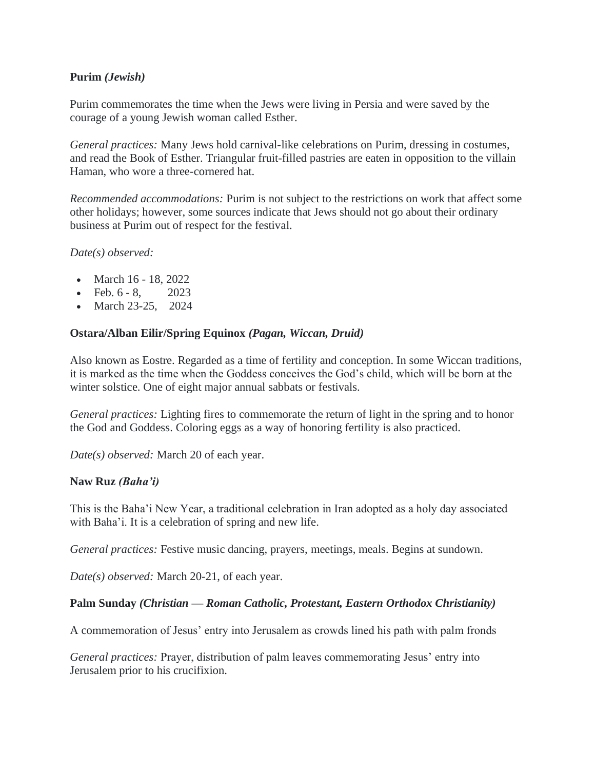**Purim** ***(Jewish)***

Purim commemorates the time when the Jews were living in Persia and were saved by the courage of a young Jewish woman called Esther.

*General practices:* Many Jews hold carnival-like celebrations on Purim, dressing in costumes, and read the Book of Esther. Triangular fruit-filled pastries are eaten in opposition to the villain Haman, who wore a three-cornered hat.

*Recommended accommodations:* Purim is not subject to the restrictions on work that affect some other holidays; however, some sources indicate that Jews should not go about their ordinary business at Purim out of respect for the festival.

*Date(s) observed:*

- March 16 - 18, 2022
- Feb. 6 - 8, 2023
- March 23-25, 2024

**Ostara/Alban Eilir/Spring Equinox** ***(Pagan, Wiccan, Druid)***

Also known as Eostre. Regarded as a time of fertility and conception. In some Wiccan traditions, it is marked as the time when the Goddess conceives the God's child, which will be born at the winter solstice. One of eight major annual sabbats or festivals.

*General practices:* Lighting fires to commemorate the return of light in the spring and to honor the God and Goddess. Coloring eggs as a way of honoring fertility is also practiced.

*Date(s) observed:* March 20 of each year.

**Naw Ruz** ***(Baha'i)***

This is the Baha'i New Year, a traditional celebration in Iran adopted as a holy day associated with Baha'i. It is a celebration of spring and new life.

*General practices:* Festive music dancing, prayers, meetings, meals. Begins at sundown.

*Date(s) observed:* March 20-21, of each year.

**Palm Sunday** ***(Christian — Roman Catholic, Protestant, Eastern Orthodox Christianity)***

A commemoration of Jesus' entry into Jerusalem as crowds lined his path with palm fronds

*General practices:* Prayer, distribution of palm leaves commemorating Jesus' entry into Jerusalem prior to his crucifixion.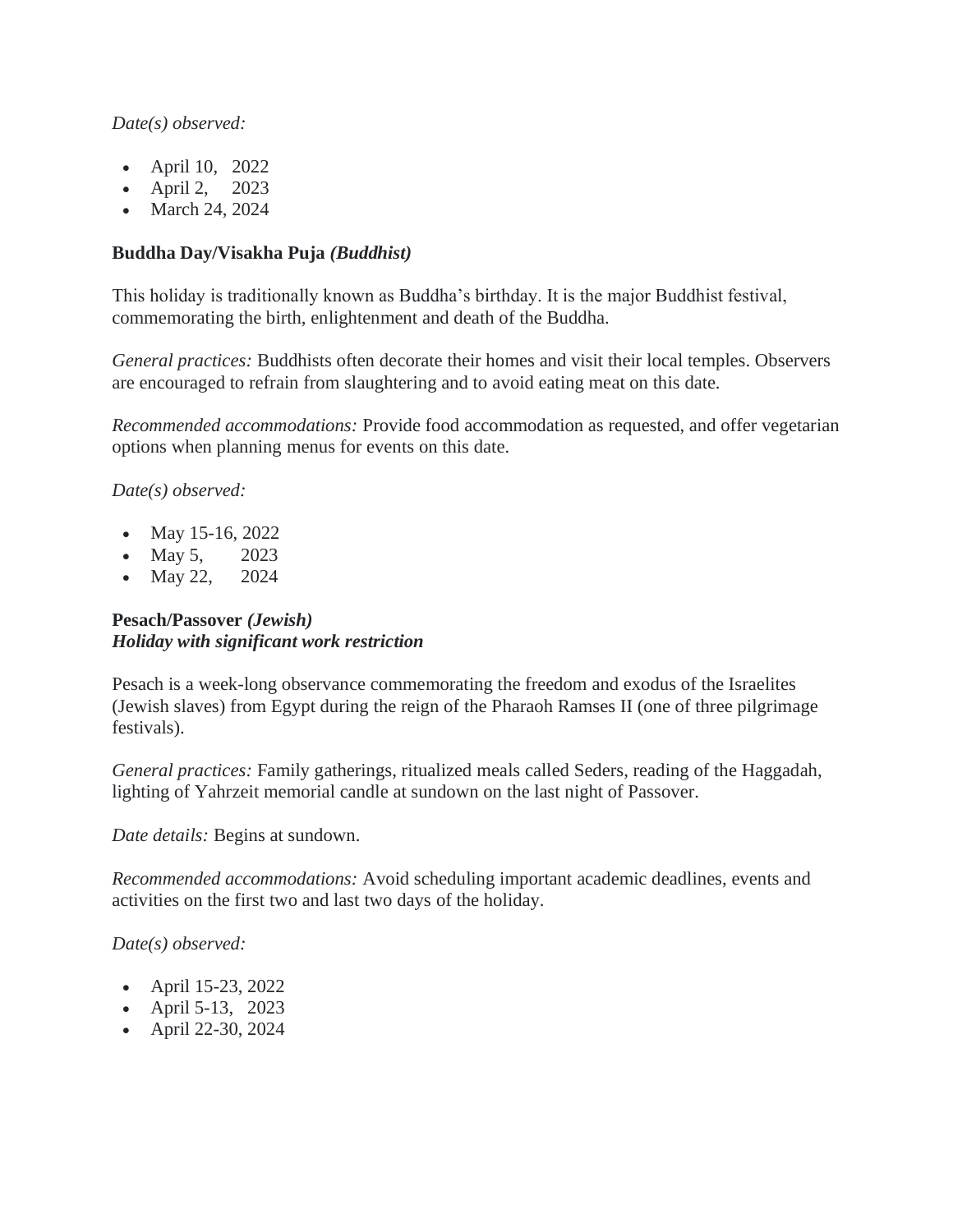*Date(s) observed:*

- April 10, 2022
- April 2, 2023
- March 24, 2024

**Buddha Day/Visakha Puja *(Buddhist)***

This holiday is traditionally known as Buddha's birthday. It is the major Buddhist festival, commemorating the birth, enlightenment and death of the Buddha.

*General practices:* Buddhists often decorate their homes and visit their local temples. Observers are encouraged to refrain from slaughtering and to avoid eating meat on this date.

*Recommended accommodations:* Provide food accommodation as requested, and offer vegetarian options when planning menus for events on this date.

*Date(s) observed:*

- May 15-16, 2022
- May 5, 2023
- May 22, 2024

**Pesach/Passover *(Jewish)***
***Holiday with significant work restriction***

Pesach is a week-long observance commemorating the freedom and exodus of the Israelites (Jewish slaves) from Egypt during the reign of the Pharaoh Ramses II (one of three pilgrimage festivals).

*General practices:* Family gatherings, ritualized meals called Seders, reading of the Haggadah, lighting of Yahrzeit memorial candle at sundown on the last night of Passover.

*Date details:* Begins at sundown.

*Recommended accommodations:* Avoid scheduling important academic deadlines, events and activities on the first two and last two days of the holiday.

*Date(s) observed:*

- April 15-23, 2022
- April 5-13, 2023
- April 22-30, 2024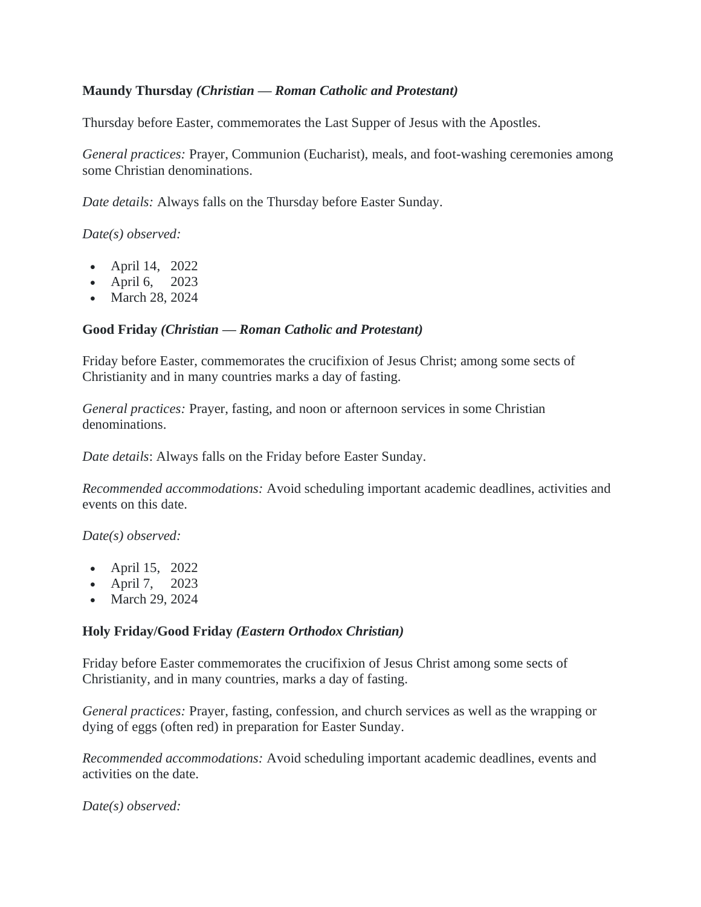**Maundy Thursday** ***(Christian — Roman Catholic and Protestant)***

Thursday before Easter, commemorates the Last Supper of Jesus with the Apostles.

*General practices:* Prayer, Communion (Eucharist), meals, and foot-washing ceremonies among some Christian denominations.

*Date details:* Always falls on the Thursday before Easter Sunday.

*Date(s) observed:*

- April 14, 2022
- April 6, 2023
- March 28, 2024

**Good Friday** ***(Christian — Roman Catholic and Protestant)***

Friday before Easter, commemorates the crucifixion of Jesus Christ; among some sects of Christianity and in many countries marks a day of fasting.

*General practices:* Prayer, fasting, and noon or afternoon services in some Christian denominations.

*Date details*: Always falls on the Friday before Easter Sunday.

*Recommended accommodations:* Avoid scheduling important academic deadlines, activities and events on this date.

*Date(s) observed:*

- April 15, 2022
- April 7, 2023
- March 29, 2024

**Holy Friday/Good Friday** ***(Eastern Orthodox Christian)***

Friday before Easter commemorates the crucifixion of Jesus Christ among some sects of Christianity, and in many countries, marks a day of fasting.

*General practices:* Prayer, fasting, confession, and church services as well as the wrapping or dying of eggs (often red) in preparation for Easter Sunday.

*Recommended accommodations:* Avoid scheduling important academic deadlines, events and activities on the date.

*Date(s) observed:*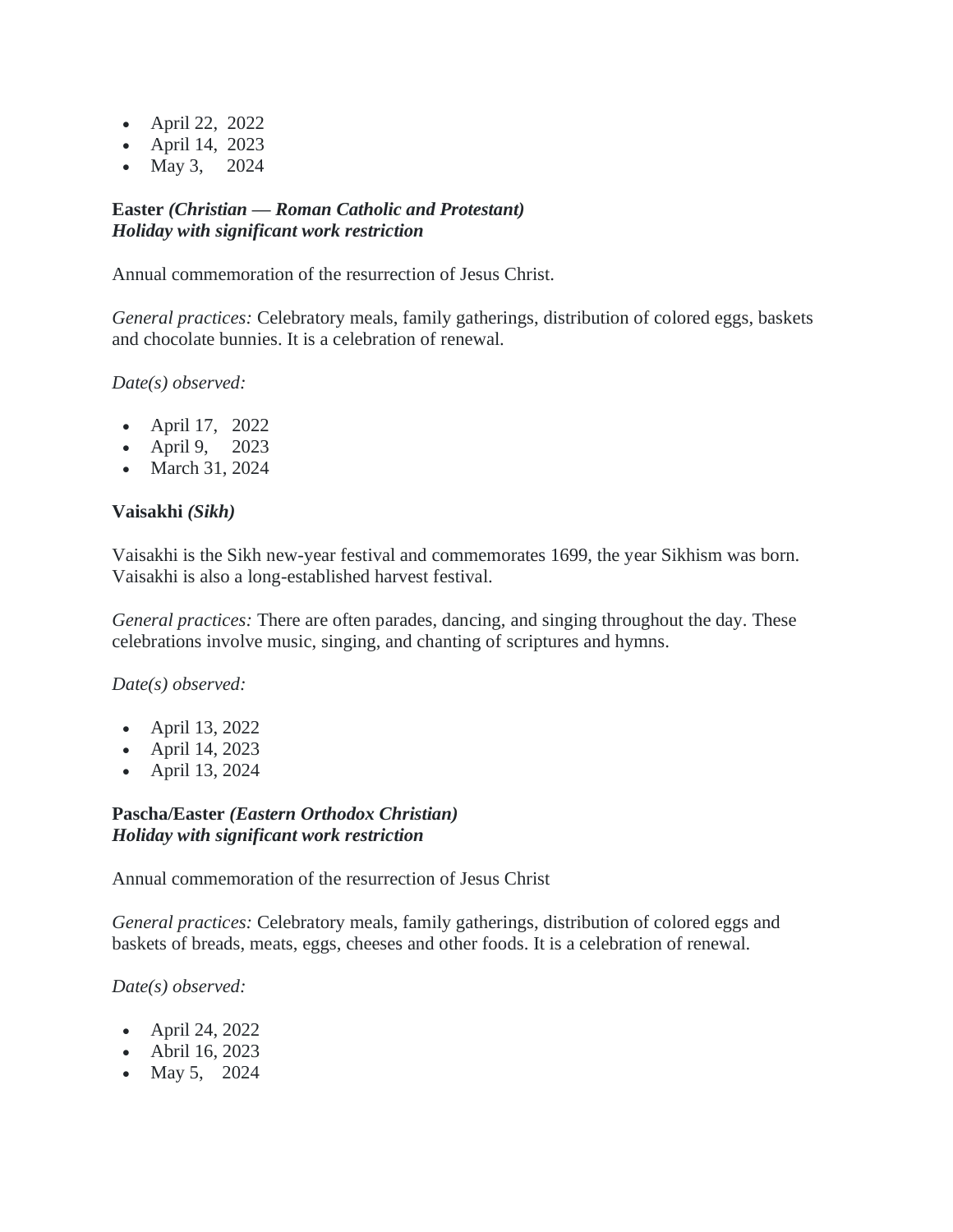- April 22, 2022
- April 14, 2023
- May 3, 2024

**Easter** ***(Christian — Roman Catholic and Protestant)***
***Holiday with significant work restriction***

Annual commemoration of the resurrection of Jesus Christ.

*General practices:* Celebratory meals, family gatherings, distribution of colored eggs, baskets and chocolate bunnies. It is a celebration of renewal.

*Date(s) observed:*

- April 17, 2022
- April 9, 2023
- March 31, 2024

**Vaisakhi** ***(Sikh)***

Vaisakhi is the Sikh new-year festival and commemorates 1699, the year Sikhism was born. Vaisakhi is also a long-established harvest festival.

*General practices:* There are often parades, dancing, and singing throughout the day. These celebrations involve music, singing, and chanting of scriptures and hymns.

*Date(s) observed:*

- April 13, 2022
- April 14, 2023
- April 13, 2024

**Pascha/Easter** ***(Eastern Orthodox Christian)***
***Holiday with significant work restriction***

Annual commemoration of the resurrection of Jesus Christ

*General practices:* Celebratory meals, family gatherings, distribution of colored eggs and baskets of breads, meats, eggs, cheeses and other foods. It is a celebration of renewal.

*Date(s) observed:*

- April 24, 2022
- Abril 16, 2023
- May 5, 2024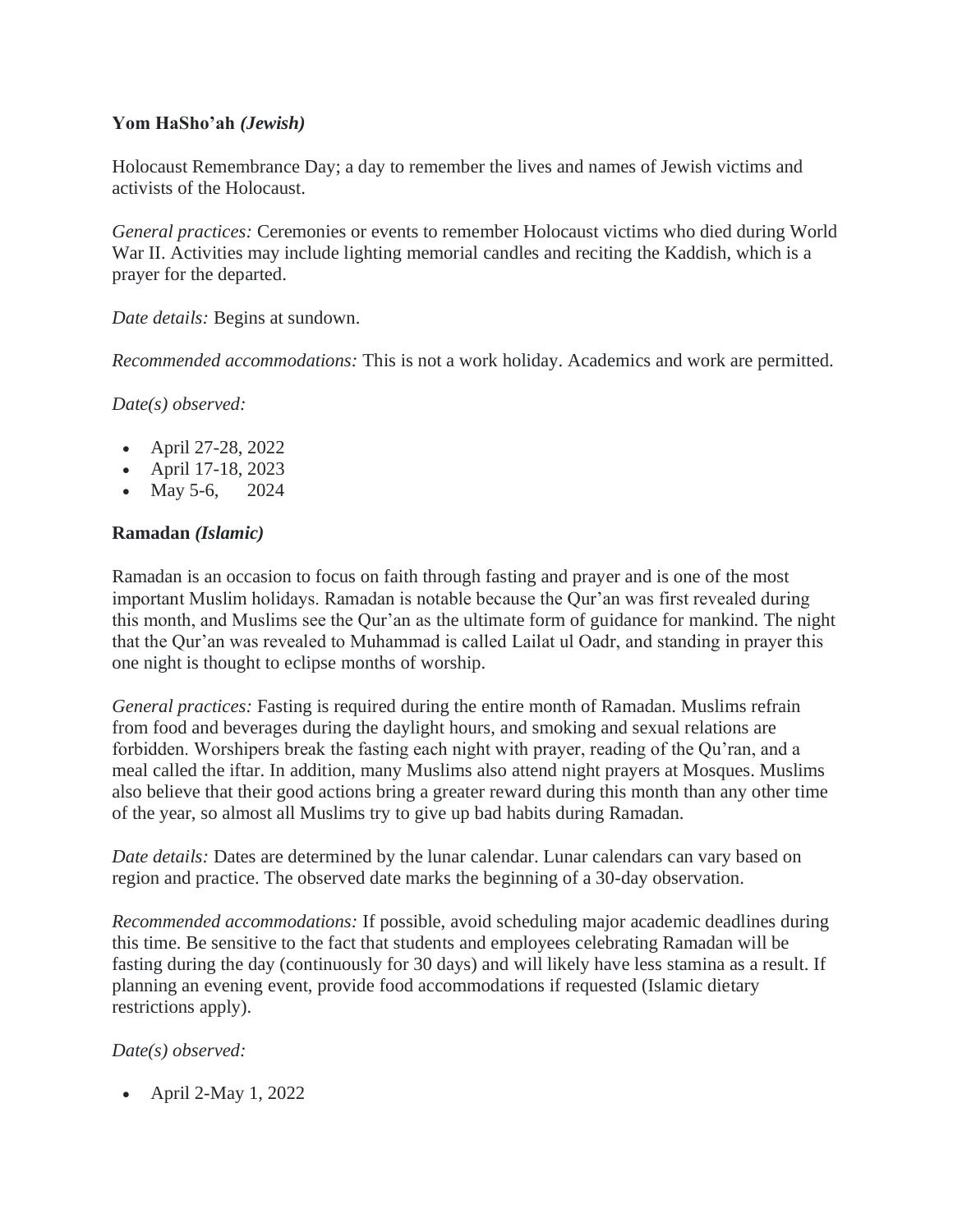**Yom HaSho'ah** ***(Jewish)***

Holocaust Remembrance Day; a day to remember the lives and names of Jewish victims and activists of the Holocaust.

*General practices:* Ceremonies or events to remember Holocaust victims who died during World War II. Activities may include lighting memorial candles and reciting the Kaddish, which is a prayer for the departed.

*Date details:* Begins at sundown.

*Recommended accommodations:* This is not a work holiday. Academics and work are permitted.

*Date(s) observed:*

- April 27-28, 2022
- April 17-18, 2023
- May 5-6, 2024

**Ramadan** ***(Islamic)***

Ramadan is an occasion to focus on faith through fasting and prayer and is one of the most important Muslim holidays. Ramadan is notable because the Qur'an was first revealed during this month, and Muslims see the Qur'an as the ultimate form of guidance for mankind. The night that the Qur'an was revealed to Muhammad is called Lailat ul Oadr, and standing in prayer this one night is thought to eclipse months of worship.

*General practices:* Fasting is required during the entire month of Ramadan. Muslims refrain from food and beverages during the daylight hours, and smoking and sexual relations are forbidden. Worshipers break the fasting each night with prayer, reading of the Qu'ran, and a meal called the iftar. In addition, many Muslims also attend night prayers at Mosques. Muslims also believe that their good actions bring a greater reward during this month than any other time of the year, so almost all Muslims try to give up bad habits during Ramadan.

*Date details:* Dates are determined by the lunar calendar. Lunar calendars can vary based on region and practice. The observed date marks the beginning of a 30-day observation.

*Recommended accommodations:* If possible, avoid scheduling major academic deadlines during this time. Be sensitive to the fact that students and employees celebrating Ramadan will be fasting during the day (continuously for 30 days) and will likely have less stamina as a result. If planning an evening event, provide food accommodations if requested (Islamic dietary restrictions apply).

*Date(s) observed:*

- April 2-May 1, 2022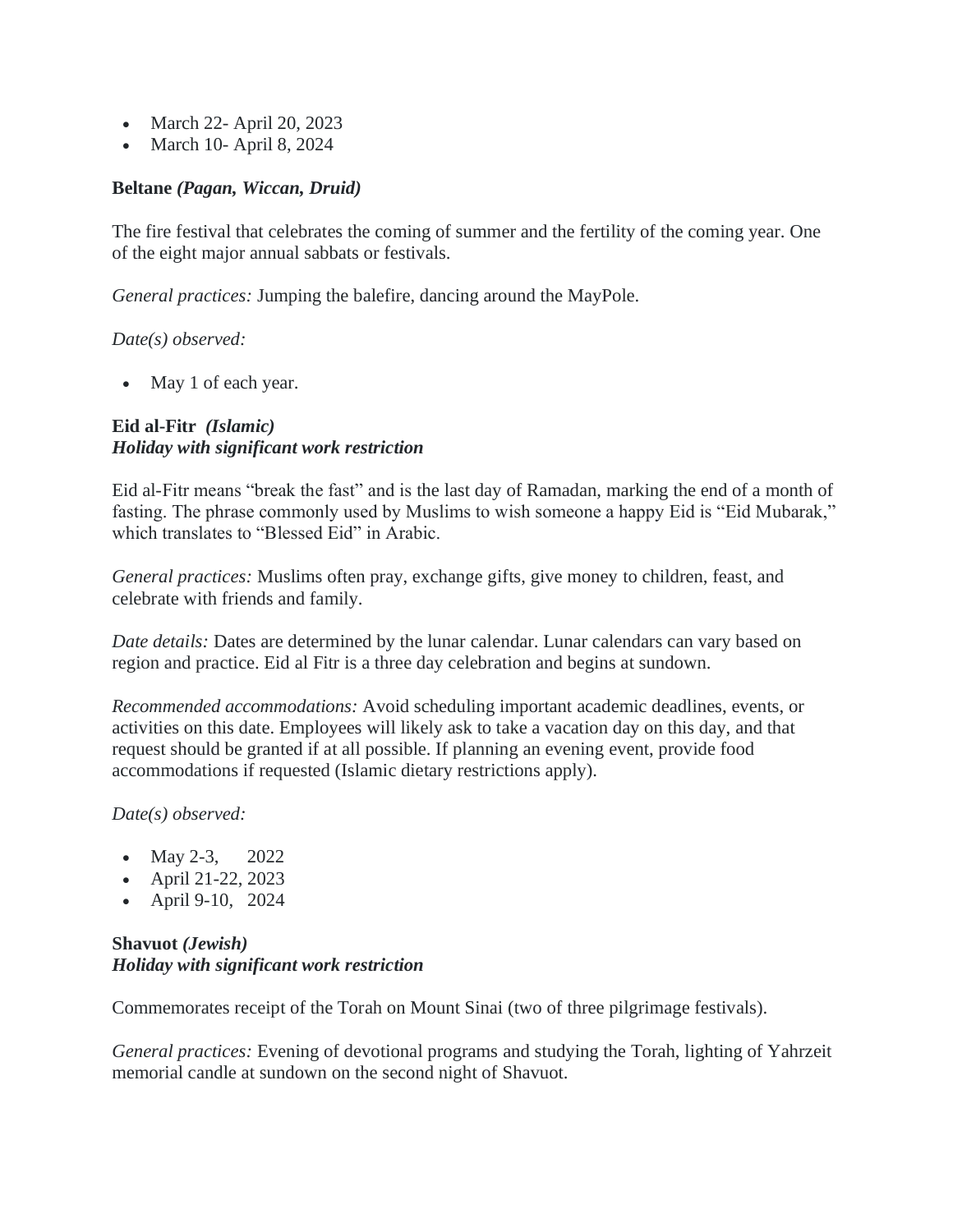- March 22- April 20, 2023
- March 10- April 8, 2024

**Beltane** ***(Pagan, Wiccan, Druid)***

The fire festival that celebrates the coming of summer and the fertility of the coming year. One of the eight major annual sabbats or festivals.

*General practices:* Jumping the balefire, dancing around the MayPole.

*Date(s) observed:*

- May 1 of each year.

**Eid al-Fitr** ***(Islamic)***
***Holiday with significant work restriction***

Eid al-Fitr means "break the fast" and is the last day of Ramadan, marking the end of a month of fasting. The phrase commonly used by Muslims to wish someone a happy Eid is "Eid Mubarak," which translates to "Blessed Eid" in Arabic.

*General practices:* Muslims often pray, exchange gifts, give money to children, feast, and celebrate with friends and family.

*Date details:* Dates are determined by the lunar calendar. Lunar calendars can vary based on region and practice. Eid al Fitr is a three day celebration and begins at sundown.

*Recommended accommodations:* Avoid scheduling important academic deadlines, events, or activities on this date. Employees will likely ask to take a vacation day on this day, and that request should be granted if at all possible. If planning an evening event, provide food accommodations if requested (Islamic dietary restrictions apply).

*Date(s) observed:*

- May 2-3, 2022
- April 21-22, 2023
- April 9-10, 2024

**Shavuot** ***(Jewish)***
***Holiday with significant work restriction***

Commemorates receipt of the Torah on Mount Sinai (two of three pilgrimage festivals).

*General practices:* Evening of devotional programs and studying the Torah, lighting of Yahrzeit memorial candle at sundown on the second night of Shavuot.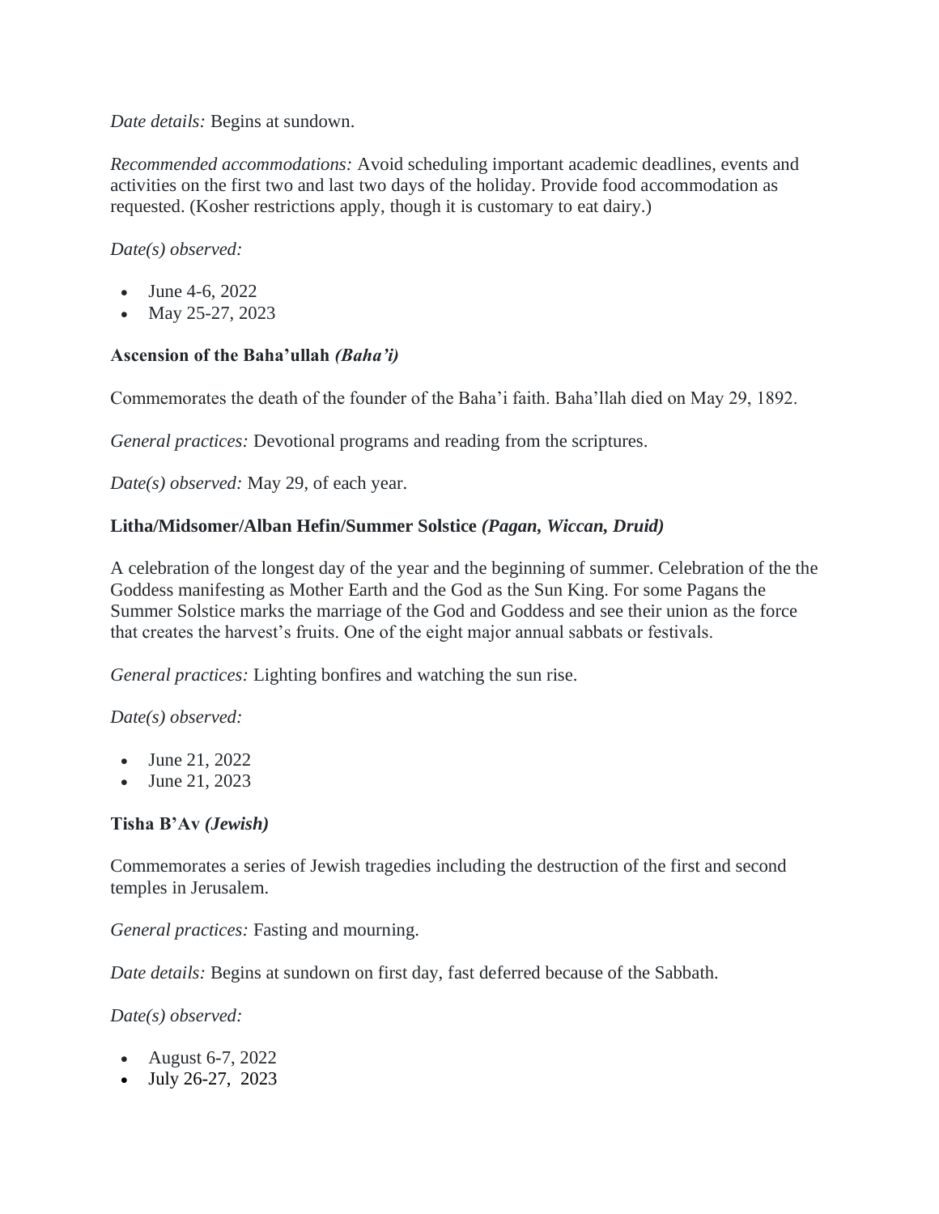*Date details:* Begins at sundown.

*Recommended accommodations:* Avoid scheduling important academic deadlines, events and activities on the first two and last two days of the holiday. Provide food accommodation as requested. (Kosher restrictions apply, though it is customary to eat dairy.)

*Date(s) observed:*

- June 4-6, 2022
- May 25-27, 2023

**Ascension of the Baha'ullah *(Baha'i)***

Commemorates the death of the founder of the Baha'i faith. Baha'llah died on May 29, 1892.

*General practices:* Devotional programs and reading from the scriptures.

*Date(s) observed:* May 29, of each year.

**Litha/Midsomer/Alban Hefin/Summer Solstice *(Pagan, Wiccan, Druid)***

A celebration of the longest day of the year and the beginning of summer. Celebration of the the Goddess manifesting as Mother Earth and the God as the Sun King. For some Pagans the Summer Solstice marks the marriage of the God and Goddess and see their union as the force that creates the harvest's fruits. One of the eight major annual sabbats or festivals.

*General practices:* Lighting bonfires and watching the sun rise.

*Date(s) observed:*

- June 21, 2022
- June 21, 2023

**Tisha B'Av *(Jewish)***

Commemorates a series of Jewish tragedies including the destruction of the first and second temples in Jerusalem.

*General practices:* Fasting and mourning.

*Date details:* Begins at sundown on first day, fast deferred because of the Sabbath.

*Date(s) observed:*

- August 6-7, 2022
- July 26-27, 2023